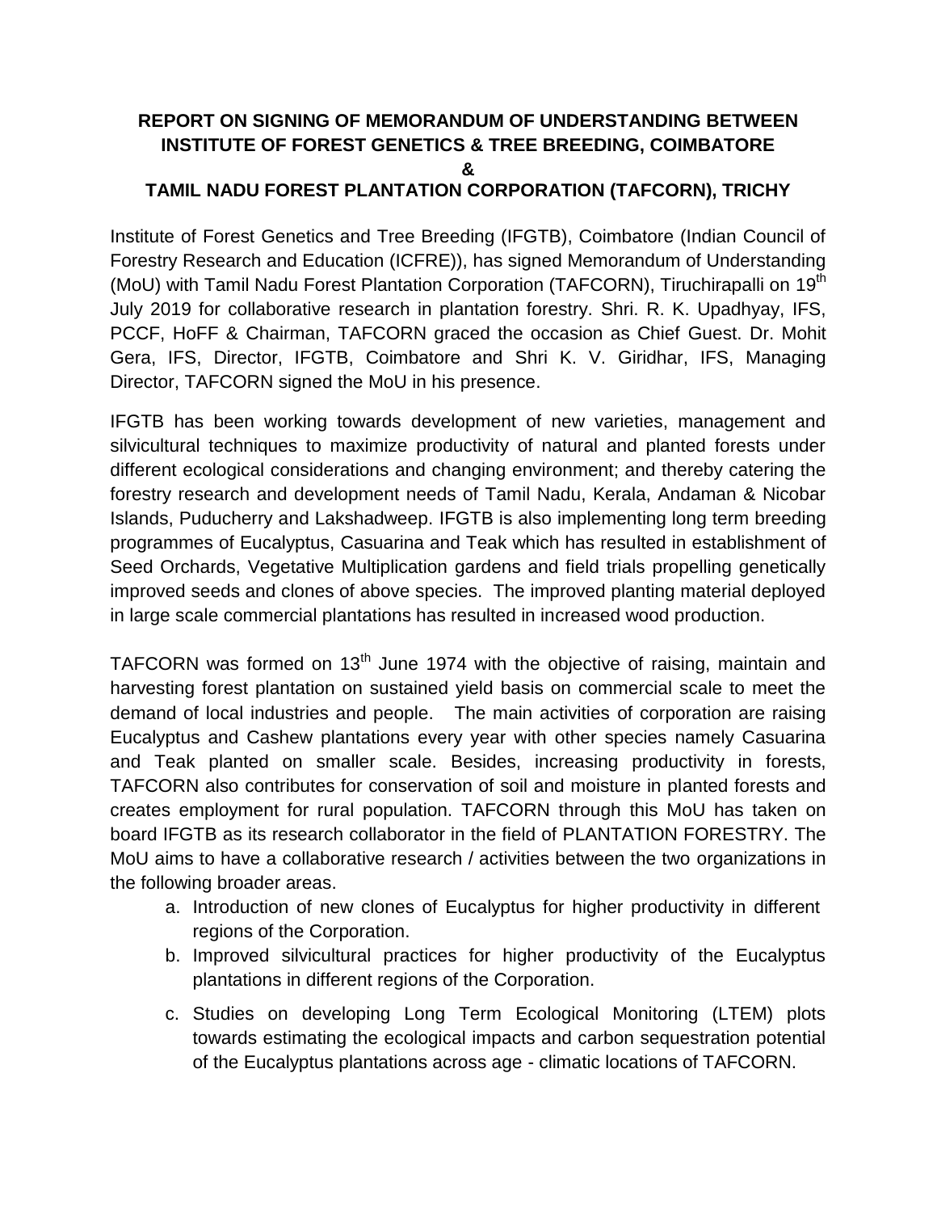# REPORT ON SIGNING OF MEMORANDUM OF UNDERSTANDING BETWEEN INSTITUTE OF FOREST GENETICS & TREE BREEDING, COIMBATORE & TAMIL NADU FOREST PLANTATION CORPORATION (TAFCORN), TRICHY

Institute of Forest Genetics and Tree Breeding (IFGTB), Coimbatore (Indian Council of Forestry Research and Education (ICFRE)), has signed Memorandum of Understanding (MoU) with Tamil Nadu Forest Plantation Corporation (TAFCORN), Tiruchirapalli on 19th July 2019 for collaborative research in plantation forestry. Shri. R. K. Upadhyay, IFS, PCCF, HoFF & Chairman, TAFCORN graced the occasion as Chief Guest. Dr. Mohit Gera, IFS, Director, IFGTB, Coimbatore and Shri K. V. Giridhar, IFS, Managing Director, TAFCORN signed the MoU in his presence.

IFGTB has been working towards development of new varieties, management and silvicultural techniques to maximize productivity of natural and planted forests under different ecological considerations and changing environment; and thereby catering the forestry research and development needs of Tamil Nadu, Kerala, Andaman & Nicobar Islands, Puducherry and Lakshadweep. IFGTB is also implementing long term breeding programmes of Eucalyptus, Casuarina and Teak which has resulted in establishment of Seed Orchards, Vegetative Multiplication gardens and field trials propelling genetically improved seeds and clones of above species. The improved planting material deployed in large scale commercial plantations has resulted in increased wood production.

TAFCORN was formed on 13th June 1974 with the objective of raising, maintain and harvesting forest plantation on sustained yield basis on commercial scale to meet the demand of local industries and people. The main activities of corporation are raising Eucalyptus and Cashew plantations every year with other species namely Casuarina and Teak planted on smaller scale. Besides, increasing productivity in forests, TAFCORN also contributes for conservation of soil and moisture in planted forests and creates employment for rural population. TAFCORN through this MoU has taken on board IFGTB as its research collaborator in the field of PLANTATION FORESTRY. The MoU aims to have a collaborative research / activities between the two organizations in the following broader areas.

a. Introduction of new clones of Eucalyptus for higher productivity in different regions of the Corporation.
b. Improved silvicultural practices for higher productivity of the Eucalyptus plantations in different regions of the Corporation.
c. Studies on developing Long Term Ecological Monitoring (LTEM) plots towards estimating the ecological impacts and carbon sequestration potential of the Eucalyptus plantations across age - climatic locations of TAFCORN.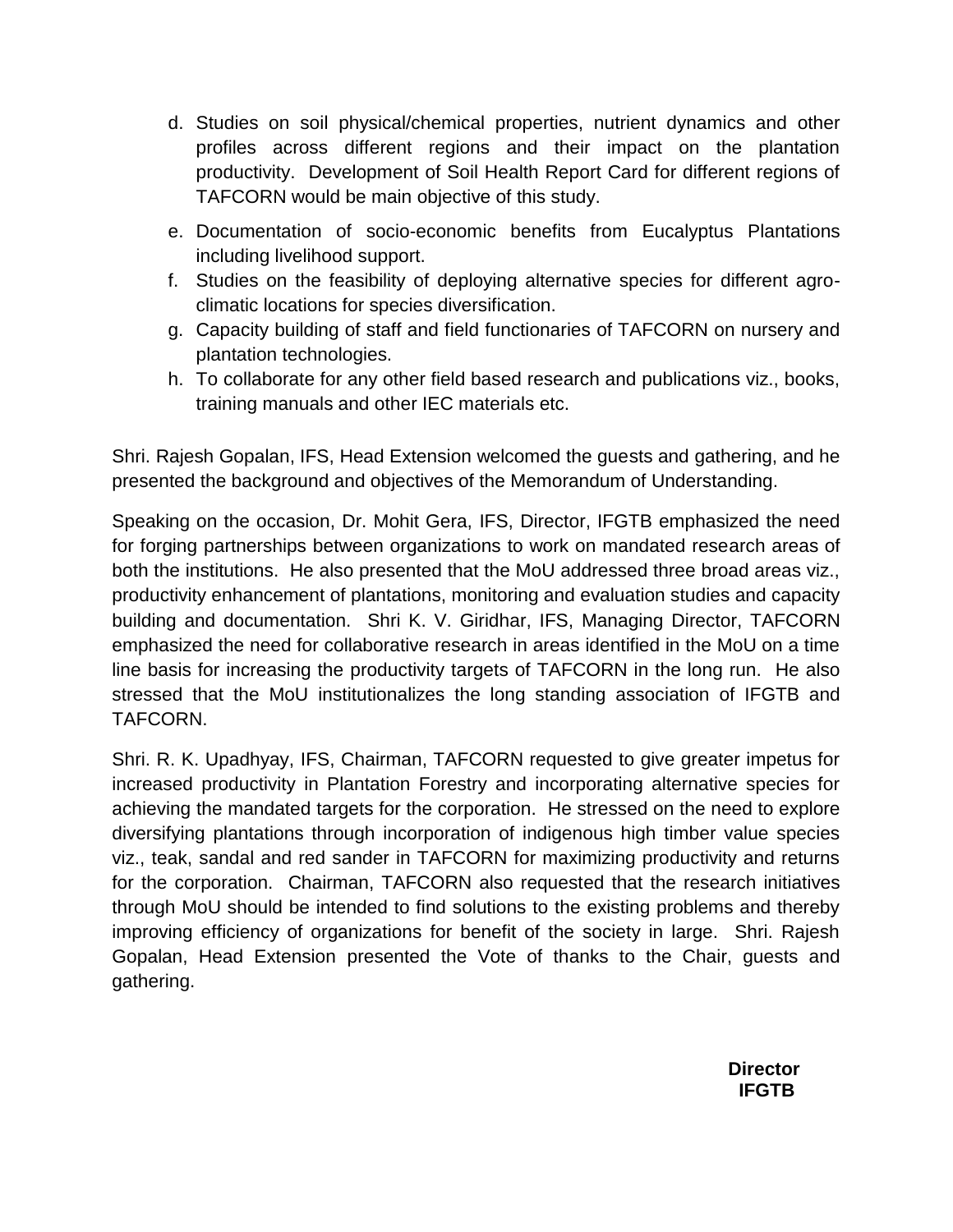d. Studies on soil physical/chemical properties, nutrient dynamics and other profiles across different regions and their impact on the plantation productivity. Development of Soil Health Report Card for different regions of TAFCORN would be main objective of this study.
e. Documentation of socio-economic benefits from Eucalyptus Plantations including livelihood support.
f. Studies on the feasibility of deploying alternative species for different agro-climatic locations for species diversification.
g. Capacity building of staff and field functionaries of TAFCORN on nursery and plantation technologies.
h. To collaborate for any other field based research and publications viz., books, training manuals and other IEC materials etc.

Shri. Rajesh Gopalan, IFS, Head Extension welcomed the guests and gathering, and he presented the background and objectives of the Memorandum of Understanding.

Speaking on the occasion, Dr. Mohit Gera, IFS, Director, IFGTB emphasized the need for forging partnerships between organizations to work on mandated research areas of both the institutions. He also presented that the MoU addressed three broad areas viz., productivity enhancement of plantations, monitoring and evaluation studies and capacity building and documentation. Shri K. V. Giridhar, IFS, Managing Director, TAFCORN emphasized the need for collaborative research in areas identified in the MoU on a time line basis for increasing the productivity targets of TAFCORN in the long run. He also stressed that the MoU institutionalizes the long standing association of IFGTB and TAFCORN.

Shri. R. K. Upadhyay, IFS, Chairman, TAFCORN requested to give greater impetus for increased productivity in Plantation Forestry and incorporating alternative species for achieving the mandated targets for the corporation. He stressed on the need to explore diversifying plantations through incorporation of indigenous high timber value species viz., teak, sandal and red sander in TAFCORN for maximizing productivity and returns for the corporation. Chairman, TAFCORN also requested that the research initiatives through MoU should be intended to find solutions to the existing problems and thereby improving efficiency of organizations for benefit of the society in large. Shri. Rajesh Gopalan, Head Extension presented the Vote of thanks to the Chair, guests and gathering.

**Director**
**IFGTB**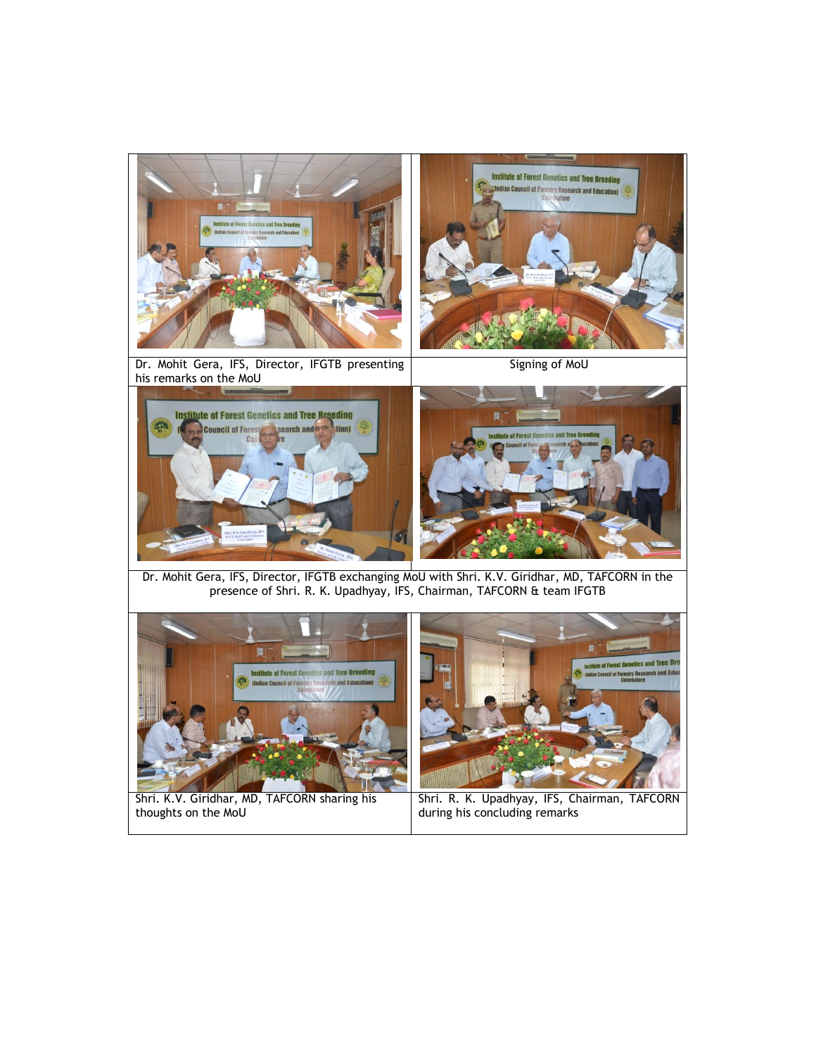Dr. Mohit Gera, IFS, Director, IFGTB presenting his remarks on the MoU

Signing of MoU

Dr. Mohit Gera, IFS, Director, IFGTB exchanging MoU with Shri. K.V. Giridhar, MD, TAFCORN in the presence of Shri. R. K. Upadhyay, IFS, Chairman, TAFCORN & team IFGTB

Shri. K.V. Giridhar, MD, TAFCORN sharing his thoughts on the MoU

Shri. R. K. Upadhyay, IFS, Chairman, TAFCORN during his concluding remarks